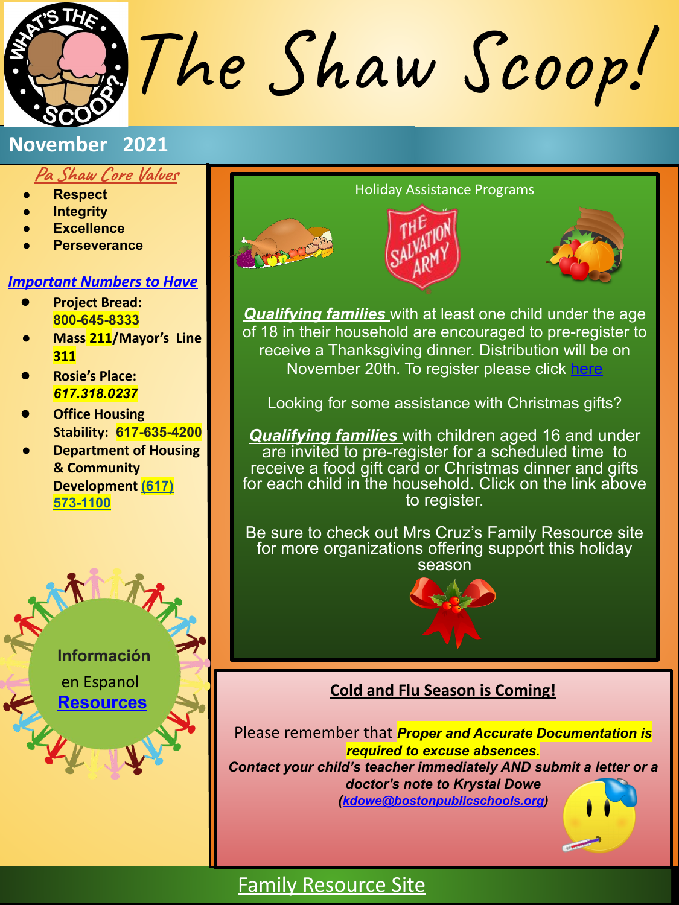# The Shaw Scoop!

**November 2021**

## Pa Shaw Core Values

- **Respect**
- **Integrity**
- **Excellence**
- **Perseverance**

## Important Numbers to Have

- **Project Bread: 800-645-8333**
- **Mass 211/Mayor's Line 311**
- **Rosie's Place: *617.318.0237***
- **Office Housing Stability: 617-635-4200**
- **Department of Housing & Community Development (617) 573-1100**

**Información** en Espanol **Resources**

## Holiday Assistance Programs

***Qualifying families*** with at least one child under the age of 18 in their household are encouraged to pre-register to receive a Thanksgiving dinner. Distribution will be on November 20th. To register please click here

Looking for some assistance with Christmas gifts?

***Qualifying families*** with children aged 16 and under are invited to pre-register for a scheduled time to receive a food gift card or Christmas dinner and gifts for each child in the household. Click on the link above to register.

Be sure to check out Mrs Cruz's Family Resource site for more organizations offering support this holiday season

## Cold and Flu Season is Coming!

Please remember that ***Proper and Accurate Documentation is required to excuse absences.***

***Contact your child's teacher immediately AND submit a letter or a doctor's note to Krystal Dowe (kdowe@bostonpublicschools.org)***

Family Resource Site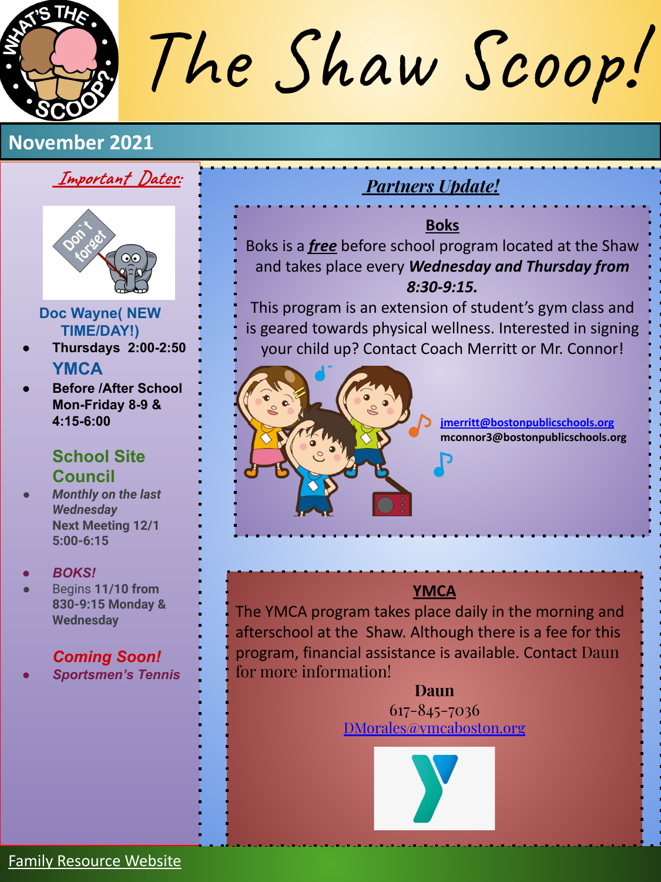# The Shaw Scoop!

## November 2021

### Important Dates:

**Doc Wayne( NEW TIME/DAY!)**

- **Thursdays 2:00-2:50**

**YMCA**

- **Before /After School Mon-Friday 8-9 & 4:15-6:00**

**School Site Council**

- ***Monthly on the last Wednesday*** **Next Meeting 12/1 5:00-6:15**

- ***BOKS!***
- Begins **11/10 from 830-9:15 Monday & Wednesday**

***Coming Soon!***

- ***Sportsmen's Tennis***

### *Partners Update!*

**Boks**

Boks is a ***free*** before school program located at the Shaw and takes place every ***Wednesday and Thursday from 8:30-9:15.***

This program is an extension of student's gym class and is geared towards physical wellness. Interested in signing your child up? Contact Coach Merritt or Mr. Connor!

jmerritt@bostonpublicschools.org
mconnor3@bostonpublicschools.org

**YMCA**

The YMCA program takes place daily in the morning and afterschool at the Shaw. Although there is a fee for this program, financial assistance is available. Contact Daun for more information!

**Daun**
617-845-7036
DMorales@ymcaboston.org

Family Resource Website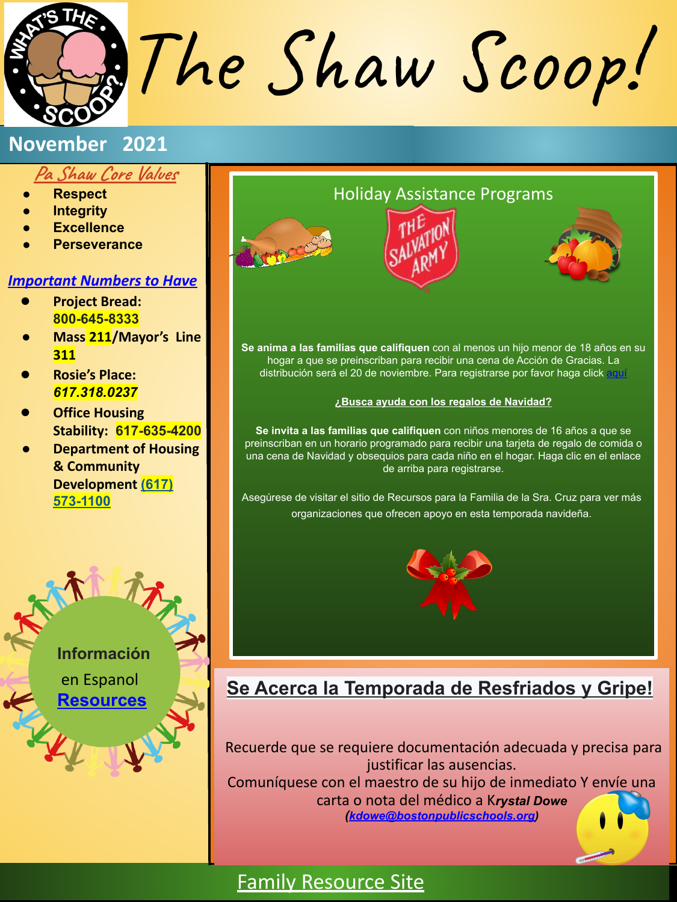# The Shaw Scoop!

**November 2021**

## Pa Shaw Core Values

- **Respect**
- **Integrity**
- **Excellence**
- **Perseverance**

## *Important Numbers to Have*

- **Project Bread: 800-645-8333**
- **Mass 211/Mayor's Line 311**
- **Rosie's Place: *617.318.0237***
- **Office Housing Stability: 617-635-4200**
- **Department of Housing & Community Development (617) 573-1100**

**Información** en Espanol **Resources**

## Holiday Assistance Programs

**Se anima a las familias que califiquen** con al menos un hijo menor de 18 años en su hogar a que se preinscriban para recibir una cena de Acción de Gracias. La distribución será el 20 de noviembre. Para registrarse por favor haga click aquí

**¿Busca ayuda con los regalos de Navidad?**

**Se invita a las familias que califiquen** con niños menores de 16 años a que se preinscriban en un horario programado para recibir una tarjeta de regalo de comida o una cena de Navidad y obsequios para cada niño en el hogar. Haga clic en el enlace de arriba para registrarse.

Asegúrese de visitar el sitio de Recursos para la Familia de la Sra. Cruz para ver más organizaciones que ofrecen apoyo en esta temporada navideña.

## Se Acerca la Temporada de Resfriados y Gripe!

Recuerde que se requiere documentación adecuada y precisa para justificar las ausencias.
Comuníquese con el maestro de su hijo de inmediato Y envíe una carta o nota del médico a K*rystal Dowe*
*(kdowe@bostonpublicschools.org)*

Family Resource Site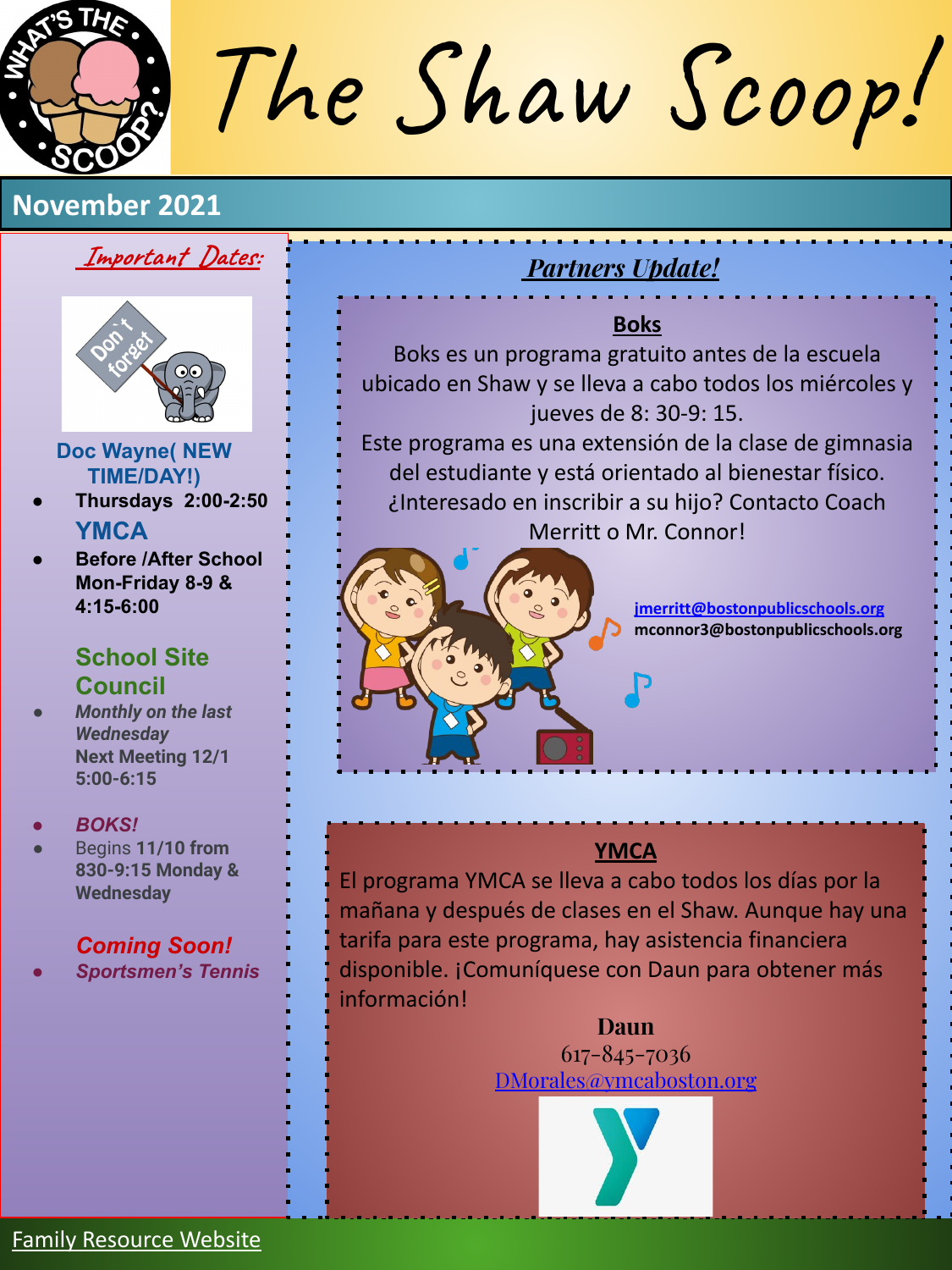# The Shaw Scoop!

## November 2021

### *Important Dates:*

**Doc Wayne( NEW TIME/DAY!)**

- **Thursdays 2:00-2:50**

**YMCA**

- **Before /After School Mon-Friday 8-9 & 4:15-6:00**

**School Site Council**

- ***Monthly on the last Wednesday*** **Next Meeting 12/1 5:00-6:15**

- ***BOKS!***
- Begins **11/10 from 830-9:15 Monday & Wednesday**

***Coming Soon!***

- ***Sportsmen's Tennis***

## *Partners Update!*

### Boks

Boks es un programa gratuito antes de la escuela ubicado en Shaw y se lleva a cabo todos los miércoles y jueves de 8: 30-9: 15.

Este programa es una extensión de la clase de gimnasia del estudiante y está orientado al bienestar físico. ¿Interesado en inscribir a su hijo? Contacto Coach Merritt o Mr. Connor!

**jmerritt@bostonpublicschools.org**
**mconnor3@bostonpublicschools.org**

### YMCA

El programa YMCA se lleva a cabo todos los días por la mañana y después de clases en el Shaw. Aunque hay una tarifa para este programa, hay asistencia financiera disponible. ¡Comuníquese con Daun para obtener más información!

**Daun**
617-845-7036
DMorales@ymcaboston.org

Family Resource Website